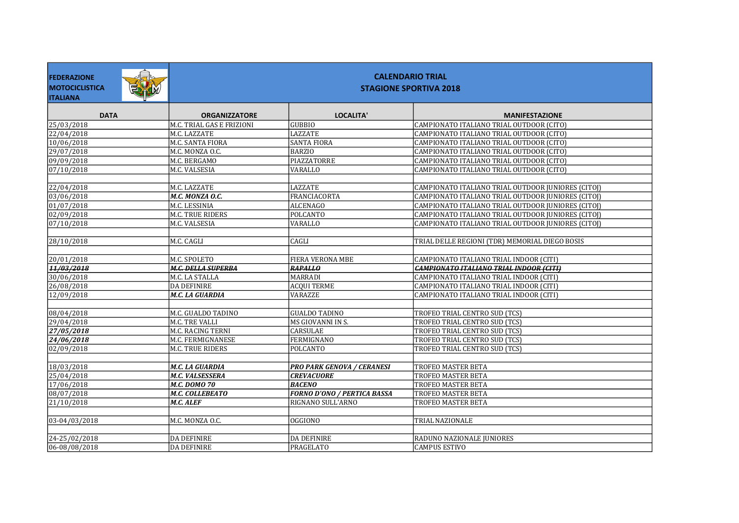**FEDERAZIONE MOTOCICLISTICA ITALIANA**

# CALENDARIO TRIAL
## STAGIONE SPORTIVA 2018

| DATA | ORGANIZZATORE | LOCALITA' | MANIFESTAZIONE |
|---|---|---|---|
| 25/03/2018 | M.C. TRIAL GAS E FRIZIONI | GUBBIO | CAMPIONATO ITALIANO TRIAL OUTDOOR (CITO) |
| 22/04/2018 | M.C. LAZZATE | LAZZATE | CAMPIONATO ITALIANO TRIAL OUTDOOR (CITO) |
| 10/06/2018 | M.C. SANTA FIORA | SANTA FIORA | CAMPIONATO ITALIANO TRIAL OUTDOOR (CITO) |
| 29/07/2018 | M.C. MONZA O.C. | BARZIO | CAMPIONATO ITALIANO TRIAL OUTDOOR (CITO) |
| 09/09/2018 | M.C. BERGAMO | PIAZZATORRE | CAMPIONATO ITALIANO TRIAL OUTDOOR (CITO) |
| 07/10/2018 | M.C. VALSESIA | VARALLO | CAMPIONATO ITALIANO TRIAL OUTDOOR (CITO) |
| | | | |
| 22/04/2018 | M.C. LAZZATE | LAZZATE | CAMPIONATO ITALIANO TRIAL OUTDOOR JUNIORES (CITOJ) |
| 03/06/2018 | ***M.C. MONZA O.C.*** | FRANCIACORTA | CAMPIONATO ITALIANO TRIAL OUTDOOR JUNIORES (CITOJ) |
| 01/07/2018 | M.C. LESSINIA | ALCENAGO | CAMPIONATO ITALIANO TRIAL OUTDOOR JUNIORES (CITOJ) |
| 02/09/2018 | M.C. TRUE RIDERS | POLCANTO | CAMPIONATO ITALIANO TRIAL OUTDOOR JUNIORES (CITOJ) |
| 07/10/2018 | M.C. VALSESIA | VARALLO | CAMPIONATO ITALIANO TRIAL OUTDOOR JUNIORES (CITOJ) |
| | | | |
| 28/10/2018 | M.C. CAGLI | CAGLI | TRIAL DELLE REGIONI (TDR) MEMORIAL DIEGO BOSIS |
| | | | |
| 20/01/2018 | M.C. SPOLETO | FIERA VERONA MBE | CAMPIONATO ITALIANO TRIAL INDOOR (CITI) |
| ~~***11/03/2018***~~ | ~~***M.C. DELLA SUPERBA***~~ | ~~***RAPALLO***~~ | ~~***CAMPIONATO ITALIANO TRIAL INDOOR (CITI)***~~ |
| 30/06/2018 | M.C. LA STALLA | MARRADI | CAMPIONATO ITALIANO TRIAL INDOOR (CITI) |
| 26/08/2018 | DA DEFINIRE | ACQUI TERME | CAMPIONATO ITALIANO TRIAL INDOOR (CITI) |
| 12/09/2018 | ***M.C. LA GUARDIA*** | VARAZZE | CAMPIONATO ITALIANO TRIAL INDOOR (CITI) |
| | | | |
| 08/04/2018 | M.C. GUALDO TADINO | GUALDO TADINO | TROFEO TRIAL CENTRO SUD (TCS) |
| 29/04/2018 | M.C. TRE VALLI | MS GIOVANNI IN S. | TROFEO TRIAL CENTRO SUD (TCS) |
| ***27/05/2018*** | M.C. RACING TERNI | CARSULAE | TROFEO TRIAL CENTRO SUD (TCS) |
| ***24/06/2018*** | M.C. FERMIGNANESE | FERMIGNANO | TROFEO TRIAL CENTRO SUD (TCS) |
| 02/09/2018 | M.C. TRUE RIDERS | POLCANTO | TROFEO TRIAL CENTRO SUD (TCS) |
| | | | |
| 18/03/2018 | ***M.C. LA GUARDIA*** | ***PRO PARK GENOVA / CERANESI*** | TROFEO MASTER BETA |
| 25/04/2018 | ***M.C. VALSESSERA*** | ***CREVACUORE*** | TROFEO MASTER BETA |
| 17/06/2018 | ***M.C. DOMO 70*** | ***BACENO*** | TROFEO MASTER BETA |
| 08/07/2018 | ***M.C. COLLEBEATO*** | ***FORNO D'ONO / PERTICA BASSA*** | TROFEO MASTER BETA |
| 21/10/2018 | ***M.C. ALEF*** | RIGNANO SULL'ARNO | TROFEO MASTER BETA |
| | | | |
| 03-04/03/2018 | M.C. MONZA O.C. | OGGIONO | TRIAL NAZIONALE |
| | | | |
| 24-25/02/2018 | DA DEFINIRE | DA DEFINIRE | RADUNO NAZIONALE JUNIORES |
| 06-08/08/2018 | DA DEFINIRE | PRAGELATO | CAMPUS ESTIVO |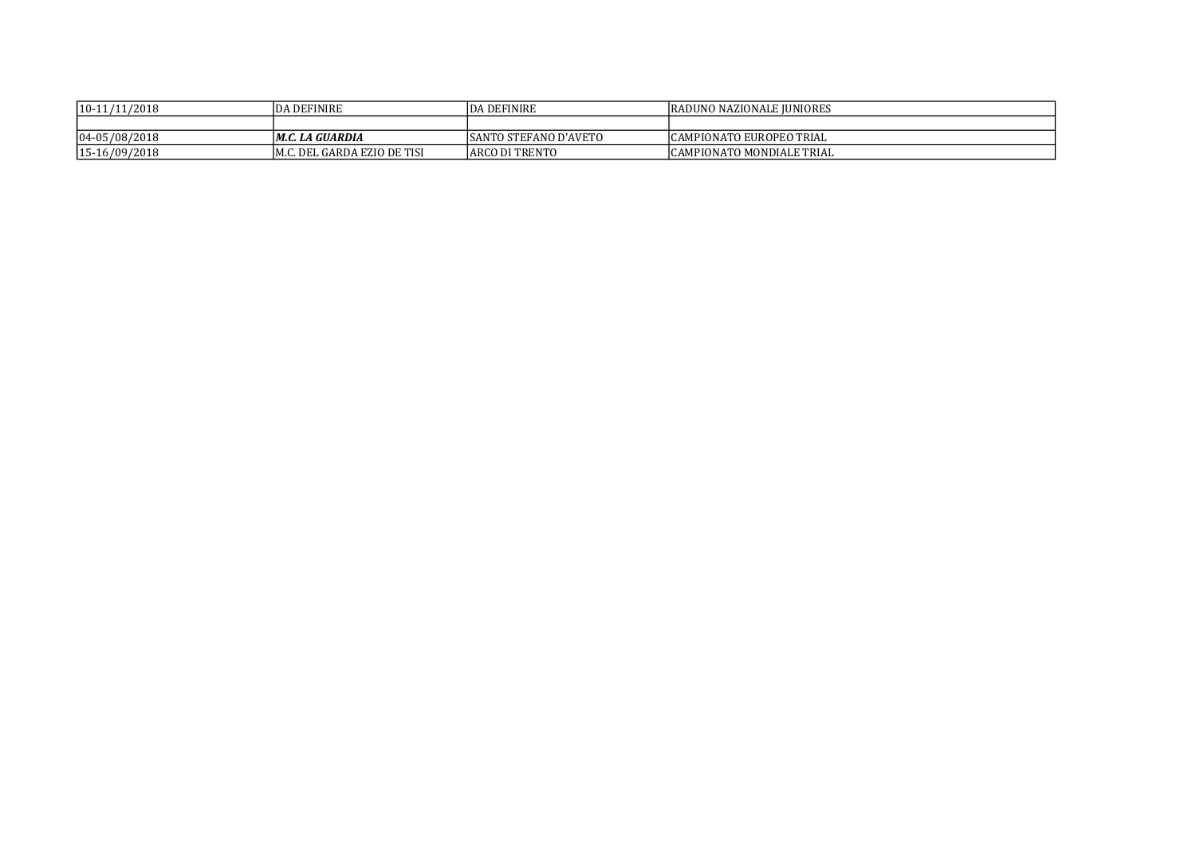| | | | |
|---|---|---|---|
| 10-11/11/2018 | DA DEFINIRE | DA DEFINIRE | RADUNO NAZIONALE JUNIORES |
| | | | |
| 04-05/08/2018 | ***M.C. LA GUARDIA*** | SANTO STEFANO D'AVETO | CAMPIONATO EUROPEO TRIAL |
| 15-16/09/2018 | M.C. DEL GARDA EZIO DE TISI | ARCO DI TRENTO | CAMPIONATO MONDIALE TRIAL |